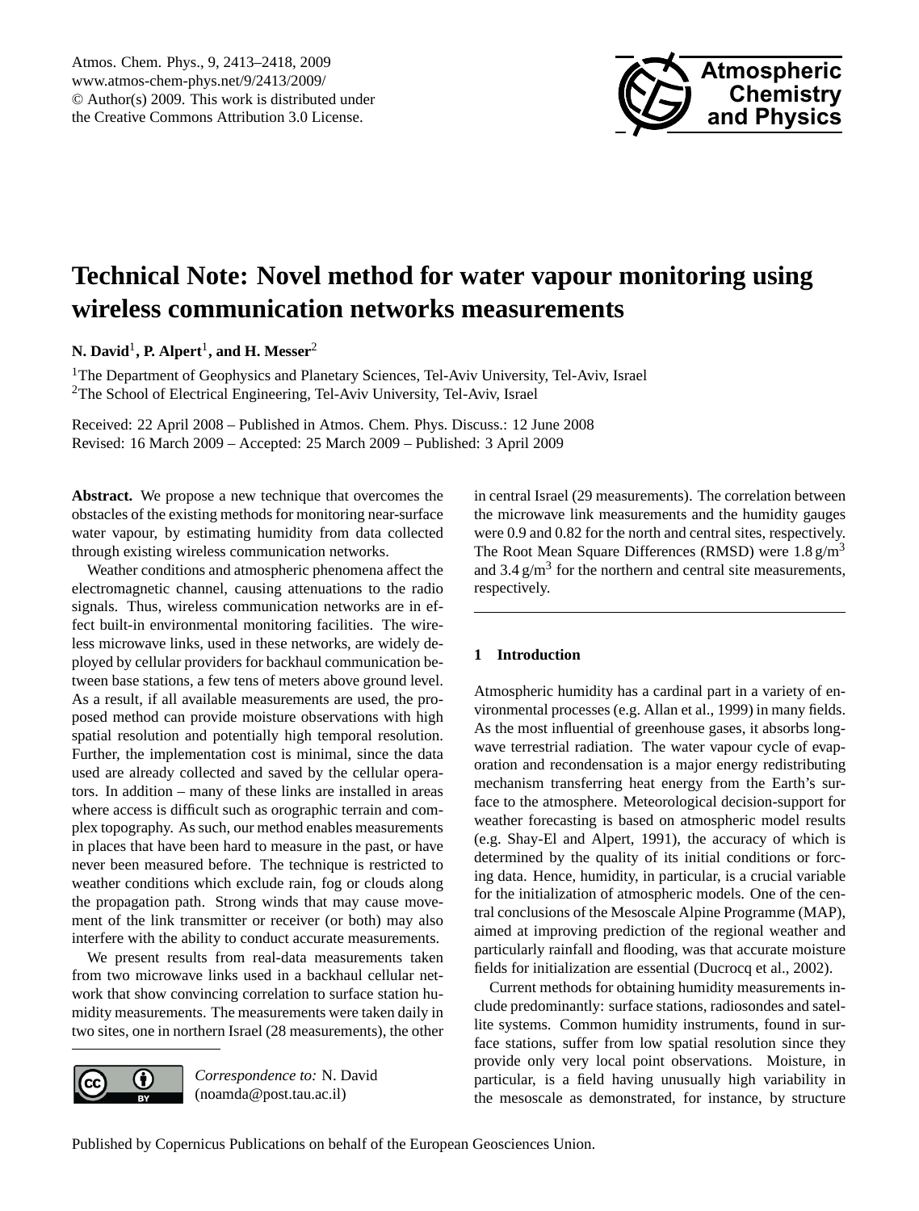# Technical Note: Novel method for water vapour monitoring using wireless communication networks measurements

**N. David**[1], **P. Alpert**[1], **and H. Messer**[2]

[1]The Department of Geophysics and Planetary Sciences, Tel-Aviv University, Tel-Aviv, Israel
[2]The School of Electrical Engineering, Tel-Aviv University, Tel-Aviv, Israel

Received: 22 April 2008 – Published in Atmos. Chem. Phys. Discuss.: 12 June 2008
Revised: 16 March 2009 – Accepted: 25 March 2009 – Published: 3 April 2009

**Abstract.** We propose a new technique that overcomes the obstacles of the existing methods for monitoring near-surface water vapour, by estimating humidity from data collected through existing wireless communication networks.

Weather conditions and atmospheric phenomena affect the electromagnetic channel, causing attenuations to the radio signals. Thus, wireless communication networks are in effect built-in environmental monitoring facilities. The wireless microwave links, used in these networks, are widely deployed by cellular providers for backhaul communication between base stations, a few tens of meters above ground level. As a result, if all available measurements are used, the proposed method can provide moisture observations with high spatial resolution and potentially high temporal resolution. Further, the implementation cost is minimal, since the data used are already collected and saved by the cellular operators. In addition – many of these links are installed in areas where access is difficult such as orographic terrain and complex topography. As such, our method enables measurements in places that have been hard to measure in the past, or have never been measured before. The technique is restricted to weather conditions which exclude rain, fog or clouds along the propagation path. Strong winds that may cause movement of the link transmitter or receiver (or both) may also interfere with the ability to conduct accurate measurements.

We present results from real-data measurements taken from two microwave links used in a backhaul cellular network that show convincing correlation to surface station humidity measurements. The measurements were taken daily in two sites, one in northern Israel (28 measurements), the other in central Israel (29 measurements). The correlation between the microwave link measurements and the humidity gauges were 0.9 and 0.82 for the north and central sites, respectively. The Root Mean Square Differences (RMSD) were 1.8 g/m$^3$ and 3.4 g/m$^3$ for the northern and central site measurements, respectively.

*Correspondence to:* N. David (noamda@post.tau.ac.il)

## 1 Introduction

Atmospheric humidity has a cardinal part in a variety of environmental processes (e.g. Allan et al., 1999) in many fields. As the most influential of greenhouse gases, it absorbs longwave terrestrial radiation. The water vapour cycle of evaporation and recondensation is a major energy redistributing mechanism transferring heat energy from the Earth's surface to the atmosphere. Meteorological decision-support for weather forecasting is based on atmospheric model results (e.g. Shay-El and Alpert, 1991), the accuracy of which is determined by the quality of its initial conditions or forcing data. Hence, humidity, in particular, is a crucial variable for the initialization of atmospheric models. One of the central conclusions of the Mesoscale Alpine Programme (MAP), aimed at improving prediction of the regional weather and particularly rainfall and flooding, was that accurate moisture fields for initialization are essential (Ducrocq et al., 2002).

Current methods for obtaining humidity measurements include predominantly: surface stations, radiosondes and satellite systems. Common humidity instruments, found in surface stations, suffer from low spatial resolution since they provide only very local point observations. Moisture, in particular, is a field having unusually high variability in the mesoscale as demonstrated, for instance, by structure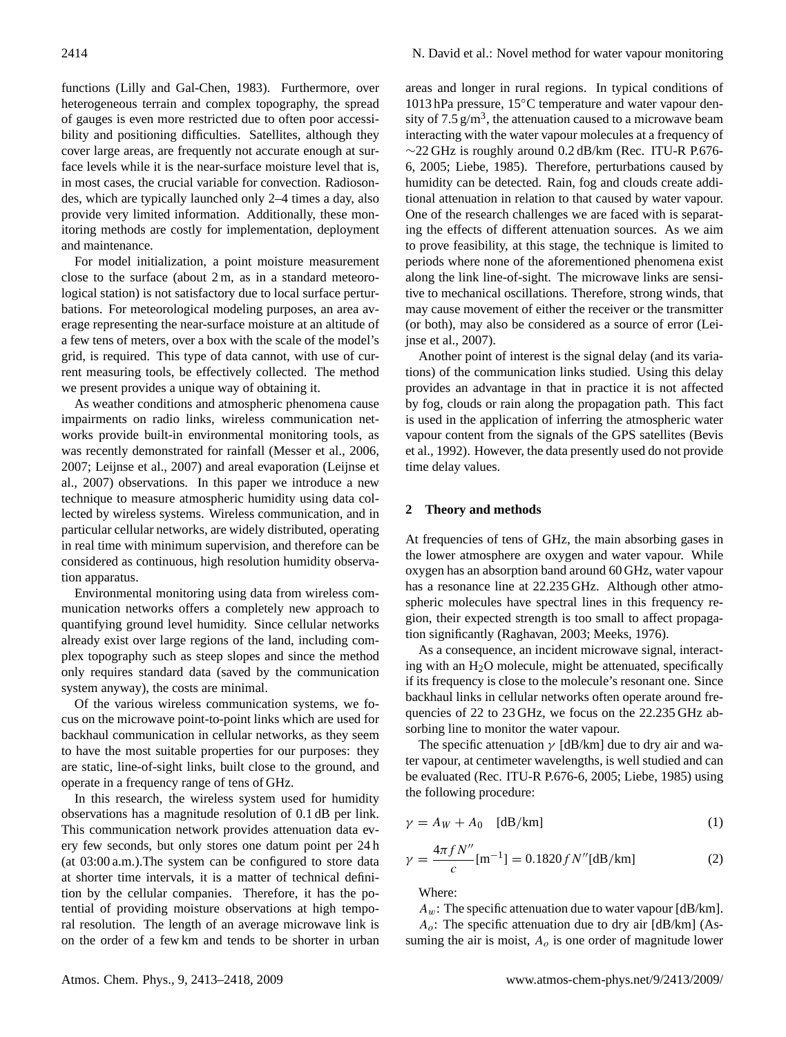functions (Lilly and Gal-Chen, 1983). Furthermore, over heterogeneous terrain and complex topography, the spread of gauges is even more restricted due to often poor accessibility and positioning difficulties. Satellites, although they cover large areas, are frequently not accurate enough at surface levels while it is the near-surface moisture level that is, in most cases, the crucial variable for convection. Radiosondes, which are typically launched only 2–4 times a day, also provide very limited information. Additionally, these monitoring methods are costly for implementation, deployment and maintenance.

For model initialization, a point moisture measurement close to the surface (about 2 m, as in a standard meteorological station) is not satisfactory due to local surface perturbations. For meteorological modeling purposes, an area average representing the near-surface moisture at an altitude of a few tens of meters, over a box with the scale of the model's grid, is required. This type of data cannot, with use of current measuring tools, be effectively collected. The method we present provides a unique way of obtaining it.

As weather conditions and atmospheric phenomena cause impairments on radio links, wireless communication networks provide built-in environmental monitoring tools, as was recently demonstrated for rainfall (Messer et al., 2006, 2007; Leijnse et al., 2007) and areal evaporation (Leijnse et al., 2007) observations. In this paper we introduce a new technique to measure atmospheric humidity using data collected by wireless systems. Wireless communication, and in particular cellular networks, are widely distributed, operating in real time with minimum supervision, and therefore can be considered as continuous, high resolution humidity observation apparatus.

Environmental monitoring using data from wireless communication networks offers a completely new approach to quantifying ground level humidity. Since cellular networks already exist over large regions of the land, including complex topography such as steep slopes and since the method only requires standard data (saved by the communication system anyway), the costs are minimal.

Of the various wireless communication systems, we focus on the microwave point-to-point links which are used for backhaul communication in cellular networks, as they seem to have the most suitable properties for our purposes: they are static, line-of-sight links, built close to the ground, and operate in a frequency range of tens of GHz.

In this research, the wireless system used for humidity observations has a magnitude resolution of 0.1 dB per link. This communication network provides attenuation data every few seconds, but only stores one datum point per 24 h (at 03:00 a.m.).The system can be configured to store data at shorter time intervals, it is a matter of technical definition by the cellular companies. Therefore, it has the potential of providing moisture observations at high temporal resolution. The length of an average microwave link is on the order of a few km and tends to be shorter in urban areas and longer in rural regions. In typical conditions of 1013 hPa pressure, 15°C temperature and water vapour density of 7.5 g/m$^3$, the attenuation caused to a microwave beam interacting with the water vapour molecules at a frequency of ~22 GHz is roughly around 0.2 dB/km (Rec. ITU-R P.676-6, 2005; Liebe, 1985). Therefore, perturbations caused by humidity can be detected. Rain, fog and clouds create additional attenuation in relation to that caused by water vapour. One of the research challenges we are faced with is separating the effects of different attenuation sources. As we aim to prove feasibility, at this stage, the technique is limited to periods where none of the aforementioned phenomena exist along the link line-of-sight. The microwave links are sensitive to mechanical oscillations. Therefore, strong winds, that may cause movement of either the receiver or the transmitter (or both), may also be considered as a source of error (Leijnse et al., 2007).

Another point of interest is the signal delay (and its variations) of the communication links studied. Using this delay provides an advantage in that in practice it is not affected by fog, clouds or rain along the propagation path. This fact is used in the application of inferring the atmospheric water vapour content from the signals of the GPS satellites (Bevis et al., 1992). However, the data presently used do not provide time delay values.

## 2 Theory and methods

At frequencies of tens of GHz, the main absorbing gases in the lower atmosphere are oxygen and water vapour. While oxygen has an absorption band around 60 GHz, water vapour has a resonance line at 22.235 GHz. Although other atmospheric molecules have spectral lines in this frequency region, their expected strength is too small to affect propagation significantly (Raghavan, 2003; Meeks, 1976).

As a consequence, an incident microwave signal, interacting with an $H_2O$ molecule, might be attenuated, specifically if its frequency is close to the molecule's resonant one. Since backhaul links in cellular networks often operate around frequencies of 22 to 23 GHz, we focus on the 22.235 GHz absorbing line to monitor the water vapour.

The specific attenuation $\gamma$ [dB/km] due to dry air and water vapour, at centimeter wavelengths, is well studied and can be evaluated (Rec. ITU-R P.676-6, 2005; Liebe, 1985) using the following procedure:

$$\gamma = A_W + A_0 \quad [\text{dB/km}] \tag{1}$$

$$\gamma = \frac{4\pi f N''}{c}[\text{m}^{-1}] = 0.1820 f N''[\text{dB/km}] \tag{2}$$

Where:

$A_w$: The specific attenuation due to water vapour [dB/km].

$A_o$: The specific attenuation due to dry air [dB/km] (Assuming the air is moist, $A_o$ is one order of magnitude lower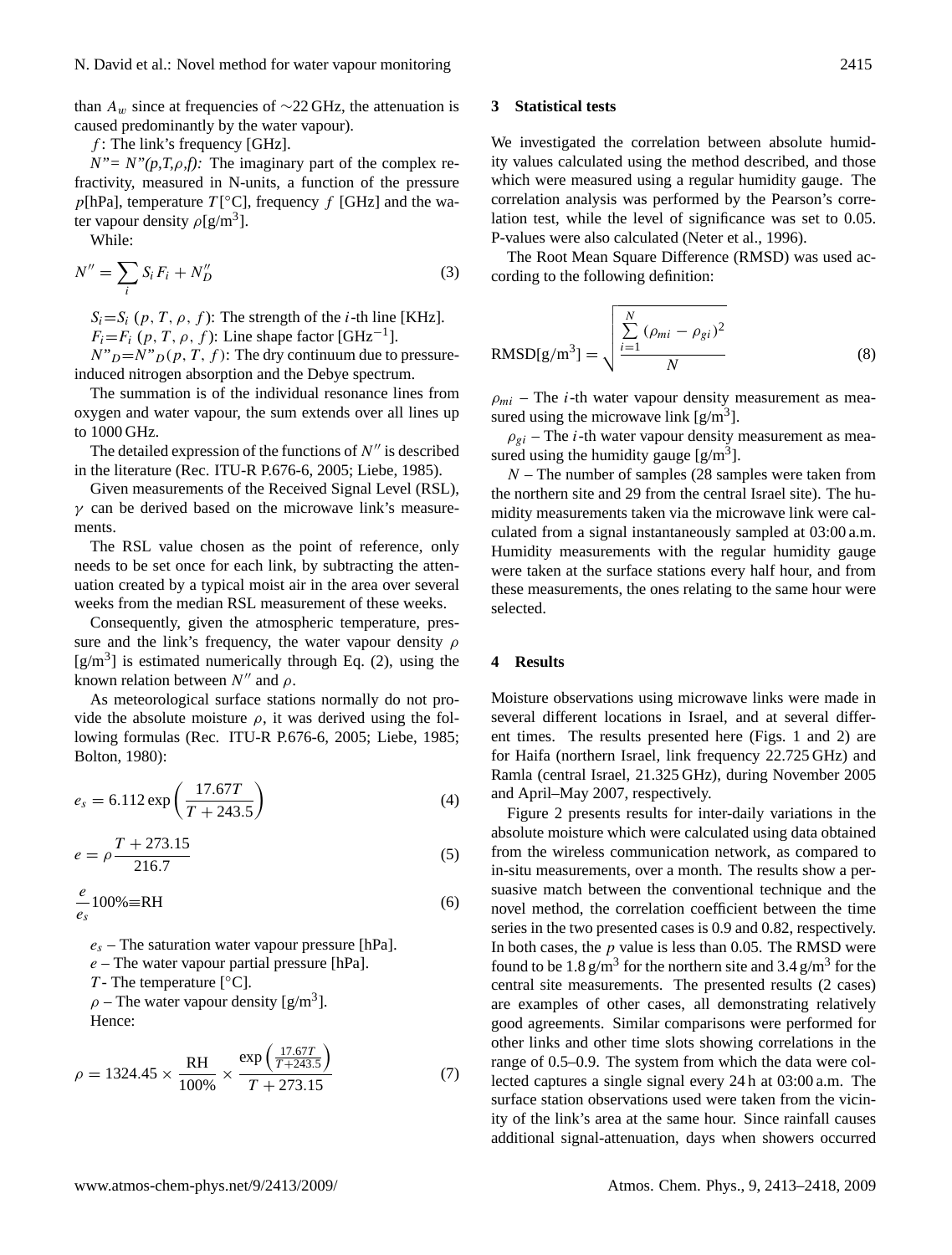than $A_w$ since at frequencies of ~22 GHz, the attenuation is caused predominantly by the water vapour).

$f$: The link's frequency [GHz].

$N''= N''(p,T,\rho,f)$: The imaginary part of the complex refractivity, measured in N-units, a function of the pressure $p$[hPa], temperature $T$[°C], frequency $f$ [GHz] and the water vapour density $\rho$[g/m$^3$].

While:

$$N'' = \sum_i S_i F_i + N''_D \tag{3}$$

$S_i = S_i\ (p, T, \rho, f)$: The strength of the $i$-th line [KHz].

$F_i = F_i\ (p, T, \rho, f)$: Line shape factor [GHz$^{-1}$].

$N''_D = N''_D(p, T, f)$: The dry continuum due to pressure-induced nitrogen absorption and the Debye spectrum.

The summation is of the individual resonance lines from oxygen and water vapour, the sum extends over all lines up to 1000 GHz.

The detailed expression of the functions of $N''$ is described in the literature (Rec. ITU-R P.676-6, 2005; Liebe, 1985).

Given measurements of the Received Signal Level (RSL), $\gamma$ can be derived based on the microwave link's measurements.

The RSL value chosen as the point of reference, only needs to be set once for each link, by subtracting the attenuation created by a typical moist air in the area over several weeks from the median RSL measurement of these weeks.

Consequently, given the atmospheric temperature, pressure and the link's frequency, the water vapour density $\rho$ [g/m$^3$] is estimated numerically through Eq. (2), using the known relation between $N''$ and $\rho$.

As meteorological surface stations normally do not provide the absolute moisture $\rho$, it was derived using the following formulas (Rec. ITU-R P.676-6, 2005; Liebe, 1985; Bolton, 1980):

$$e_s = 6.112 \exp\left(\frac{17.67T}{T + 243.5}\right) \tag{4}$$

$$e = \rho \frac{T + 273.15}{216.7} \tag{5}$$

$$\frac{e}{e_s} 100\% \equiv \text{RH} \tag{6}$$

$e_s$ – The saturation water vapour pressure [hPa].

$e$ – The water vapour partial pressure [hPa].

$T$ - The temperature [°C].

$\rho$ – The water vapour density [g/m$^3$].

Hence:

$$\rho = 1324.45 \times \frac{\text{RH}}{100\%} \times \frac{\exp\left(\frac{17.67T}{T+243.5}\right)}{T + 273.15} \tag{7}$$

## 3 Statistical tests

We investigated the correlation between absolute humidity values calculated using the method described, and those which were measured using a regular humidity gauge. The correlation analysis was performed by the Pearson's correlation test, while the level of significance was set to 0.05. P-values were also calculated (Neter et al., 1996).

The Root Mean Square Difference (RMSD) was used according to the following definition:

$$\text{RMSD[g/m}^3] = \sqrt{\frac{\sum_{i=1}^{N} (\rho_{mi} - \rho_{gi})^2}{N}} \tag{8}$$

$\rho_{mi}$ – The $i$-th water vapour density measurement as measured using the microwave link [g/m$^3$].

$\rho_{gi}$ – The $i$-th water vapour density measurement as measured using the humidity gauge [g/m$^3$].

$N$ – The number of samples (28 samples were taken from the northern site and 29 from the central Israel site). The humidity measurements taken via the microwave link were calculated from a signal instantaneously sampled at 03:00 a.m. Humidity measurements with the regular humidity gauge were taken at the surface stations every half hour, and from these measurements, the ones relating to the same hour were selected.

## 4 Results

Moisture observations using microwave links were made in several different locations in Israel, and at several different times. The results presented here (Figs. 1 and 2) are for Haifa (northern Israel, link frequency 22.725 GHz) and Ramla (central Israel, 21.325 GHz), during November 2005 and April–May 2007, respectively.

Figure 2 presents results for inter-daily variations in the absolute moisture which were calculated using data obtained from the wireless communication network, as compared to in-situ measurements, over a month. The results show a persuasive match between the conventional technique and the novel method, the correlation coefficient between the time series in the two presented cases is 0.9 and 0.82, respectively. In both cases, the $p$ value is less than 0.05. The RMSD were found to be 1.8 g/m$^3$ for the northern site and 3.4 g/m$^3$ for the central site measurements. The presented results (2 cases) are examples of other cases, all demonstrating relatively good agreements. Similar comparisons were performed for other links and other time slots showing correlations in the range of 0.5–0.9. The system from which the data were collected captures a single signal every 24 h at 03:00 a.m. The surface station observations used were taken from the vicinity of the link's area at the same hour. Since rainfall causes additional signal-attenuation, days when showers occurred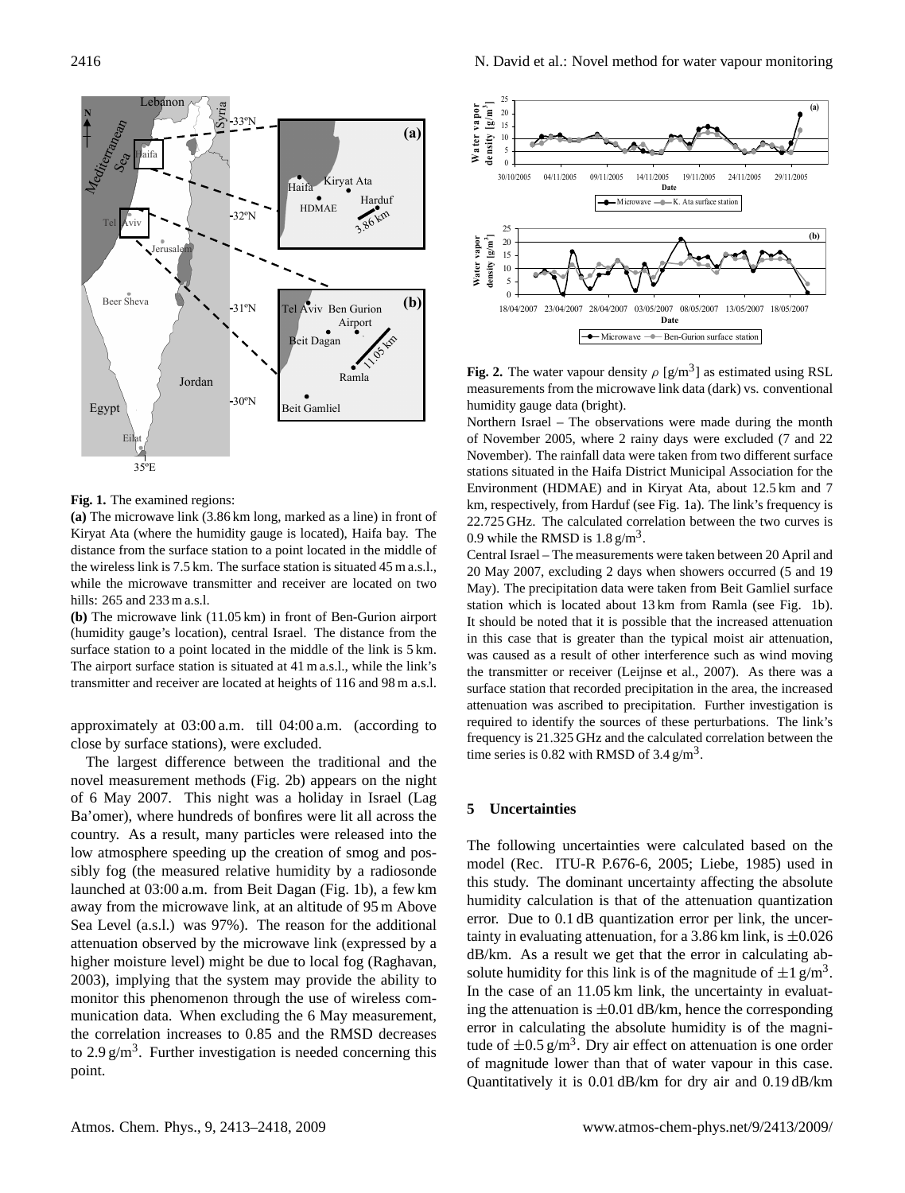**Fig. 1.** The examined regions:

**(a)** The microwave link (3.86 km long, marked as a line) in front of Kiryat Ata (where the humidity gauge is located), Haifa bay. The distance from the surface station to a point located in the middle of the wireless link is 7.5 km. The surface station is situated 45 m a.s.l., while the microwave transmitter and receiver are located on two hills: 265 and 233 m a.s.l.

**(b)** The microwave link (11.05 km) in front of Ben-Gurion airport (humidity gauge's location), central Israel. The distance from the surface station to a point located in the middle of the link is 5 km. The airport surface station is situated at 41 m a.s.l., while the link's transmitter and receiver are located at heights of 116 and 98 m a.s.l.

approximately at 03:00 a.m. till 04:00 a.m. (according to close by surface stations), were excluded.

The largest difference between the traditional and the novel measurement methods (Fig. 2b) appears on the night of 6 May 2007. This night was a holiday in Israel (Lag Ba'omer), where hundreds of bonfires were lit all across the country. As a result, many particles were released into the low atmosphere speeding up the creation of smog and possibly fog (the measured relative humidity by a radiosonde launched at 03:00 a.m. from Beit Dagan (Fig. 1b), a few km away from the microwave link, at an altitude of 95 m Above Sea Level (a.s.l.) was 97%). The reason for the additional attenuation observed by the microwave link (expressed by a higher moisture level) might be due to local fog (Raghavan, 2003), implying that the system may provide the ability to monitor this phenomenon through the use of wireless communication data. When excluding the 6 May measurement, the correlation increases to 0.85 and the RMSD decreases to 2.9 g/m$^3$. Further investigation is needed concerning this point.

**Fig. 2.** The water vapour density $\rho$ [g/m$^3$] as estimated using RSL measurements from the microwave link data (dark) vs. conventional humidity gauge data (bright).

Northern Israel – The observations were made during the month of November 2005, where 2 rainy days were excluded (7 and 22 November). The rainfall data were taken from two different surface stations situated in the Haifa District Municipal Association for the Environment (HDMAE) and in Kiryat Ata, about 12.5 km and 7 km, respectively, from Harduf (see Fig. 1a). The link's frequency is 22.725 GHz. The calculated correlation between the two curves is 0.9 while the RMSD is 1.8 g/m$^3$.

Central Israel – The measurements were taken between 20 April and 20 May 2007, excluding 2 days when showers occurred (5 and 19 May). The precipitation data were taken from Beit Gamliel surface station which is located about 13 km from Ramla (see Fig. 1b). It should be noted that it is possible that the increased attenuation in this case that is greater than the typical moist air attenuation, was caused as a result of other interference such as wind moving the transmitter or receiver (Leijnse et al., 2007). As there was a surface station that recorded precipitation in the area, the increased attenuation was ascribed to precipitation. Further investigation is required to identify the sources of these perturbations. The link's frequency is 21.325 GHz and the calculated correlation between the time series is 0.82 with RMSD of 3.4 g/m$^3$.

## 5 Uncertainties

The following uncertainties were calculated based on the model (Rec. ITU-R P.676-6, 2005; Liebe, 1985) used in this study. The dominant uncertainty affecting the absolute humidity calculation is that of the attenuation quantization error. Due to 0.1 dB quantization error per link, the uncertainty in evaluating attenuation, for a 3.86 km link, is $\pm 0.026$ dB/km. As a result we get that the error in calculating absolute humidity for this link is of the magnitude of $\pm 1$ g/m$^3$. In the case of an 11.05 km link, the uncertainty in evaluating the attenuation is $\pm 0.01$ dB/km, hence the corresponding error in calculating the absolute humidity is of the magnitude of $\pm 0.5$ g/m$^3$. Dry air effect on attenuation is one order of magnitude lower than that of water vapour in this case. Quantitatively it is 0.01 dB/km for dry air and 0.19 dB/km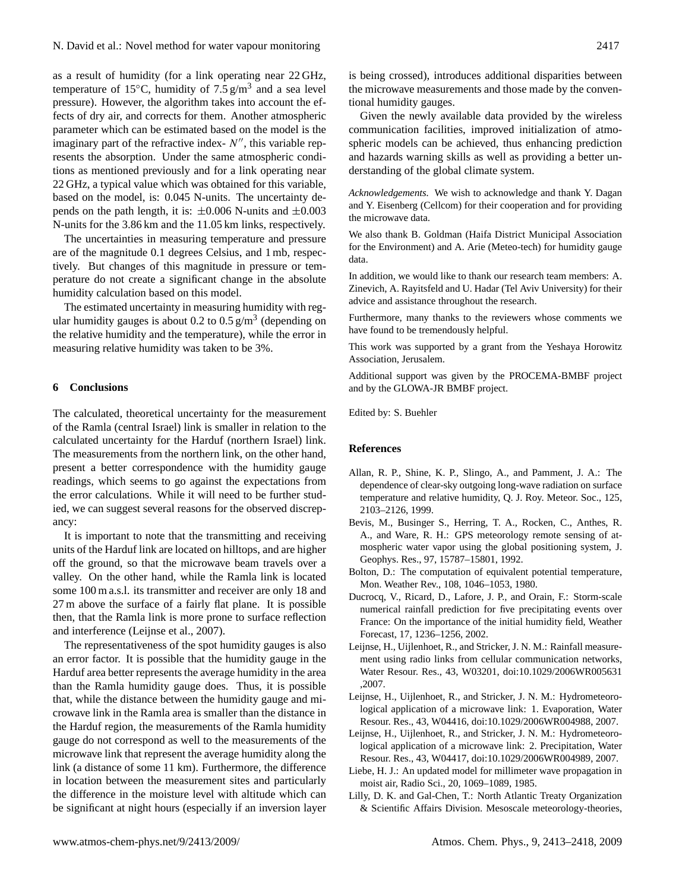as a result of humidity (for a link operating near 22 GHz, temperature of 15°C, humidity of 7.5 g/m$^3$ and a sea level pressure). However, the algorithm takes into account the effects of dry air, and corrects for them. Another atmospheric parameter which can be estimated based on the model is the imaginary part of the refractive index- $N''$, this variable represents the absorption. Under the same atmospheric conditions as mentioned previously and for a link operating near 22 GHz, a typical value which was obtained for this variable, based on the model, is: 0.045 N-units. The uncertainty depends on the path length, it is: $\pm 0.006$ N-units and $\pm 0.003$ N-units for the 3.86 km and the 11.05 km links, respectively.

The uncertainties in measuring temperature and pressure are of the magnitude 0.1 degrees Celsius, and 1 mb, respectively. But changes of this magnitude in pressure or temperature do not create a significant change in the absolute humidity calculation based on this model.

The estimated uncertainty in measuring humidity with regular humidity gauges is about 0.2 to 0.5 g/m$^3$ (depending on the relative humidity and the temperature), while the error in measuring relative humidity was taken to be 3%.

## 6 Conclusions

The calculated, theoretical uncertainty for the measurement of the Ramla (central Israel) link is smaller in relation to the calculated uncertainty for the Harduf (northern Israel) link. The measurements from the northern link, on the other hand, present a better correspondence with the humidity gauge readings, which seems to go against the expectations from the error calculations. While it will need to be further studied, we can suggest several reasons for the observed discrepancy:

It is important to note that the transmitting and receiving units of the Harduf link are located on hilltops, and are higher off the ground, so that the microwave beam travels over a valley. On the other hand, while the Ramla link is located some 100 m a.s.l. its transmitter and receiver are only 18 and 27 m above the surface of a fairly flat plane. It is possible then, that the Ramla link is more prone to surface reflection and interference (Leijnse et al., 2007).

The representativeness of the spot humidity gauges is also an error factor. It is possible that the humidity gauge in the Harduf area better represents the average humidity in the area than the Ramla humidity gauge does. Thus, it is possible that, while the distance between the humidity gauge and microwave link in the Ramla area is smaller than the distance in the Harduf region, the measurements of the Ramla humidity gauge do not correspond as well to the measurements of the microwave link that represent the average humidity along the link (a distance of some 11 km). Furthermore, the difference in location between the measurement sites and particularly the difference in the moisture level with altitude which can be significant at night hours (especially if an inversion layer is being crossed), introduces additional disparities between the microwave measurements and those made by the conventional humidity gauges.

Given the newly available data provided by the wireless communication facilities, improved initialization of atmospheric models can be achieved, thus enhancing prediction and hazards warning skills as well as providing a better understanding of the global climate system.

*Acknowledgements.* We wish to acknowledge and thank Y. Dagan and Y. Eisenberg (Cellcom) for their cooperation and for providing the microwave data.

We also thank B. Goldman (Haifa District Municipal Association for the Environment) and A. Arie (Meteo-tech) for humidity gauge data.

In addition, we would like to thank our research team members: A. Zinevich, A. Rayitsfeld and U. Hadar (Tel Aviv University) for their advice and assistance throughout the research.

Furthermore, many thanks to the reviewers whose comments we have found to be tremendously helpful.

This work was supported by a grant from the Yeshaya Horowitz Association, Jerusalem.

Additional support was given by the PROCEMA-BMBF project and by the GLOWA-JR BMBF project.

Edited by: S. Buehler

## References

Allan, R. P., Shine, K. P., Slingo, A., and Pamment, J. A.: The dependence of clear-sky outgoing long-wave radiation on surface temperature and relative humidity, Q. J. Roy. Meteor. Soc., 125, 2103–2126, 1999.

Bevis, M., Businger S., Herring, T. A., Rocken, C., Anthes, R. A., and Ware, R. H.: GPS meteorology remote sensing of atmospheric water vapor using the global positioning system, J. Geophys. Res., 97, 15787–15801, 1992.

Bolton, D.: The computation of equivalent potential temperature, Mon. Weather Rev., 108, 1046–1053, 1980.

Ducrocq, V., Ricard, D., Lafore, J. P., and Orain, F.: Storm-scale numerical rainfall prediction for five precipitating events over France: On the importance of the initial humidity field, Weather Forecast, 17, 1236–1256, 2002.

Leijnse, H., Uijlenhoet, R., and Stricker, J. N. M.: Rainfall measurement using radio links from cellular communication networks, Water Resour. Res., 43, W03201, doi:10.1029/2006WR005631 ,2007.

Leijnse, H., Uijlenhoet, R., and Stricker, J. N. M.: Hydrometeorological application of a microwave link: 1. Evaporation, Water Resour. Res., 43, W04416, doi:10.1029/2006WR004988, 2007.

Leijnse, H., Uijlenhoet, R., and Stricker, J. N. M.: Hydrometeorological application of a microwave link: 2. Precipitation, Water Resour. Res., 43, W04417, doi:10.1029/2006WR004989, 2007.

Liebe, H. J.: An updated model for millimeter wave propagation in moist air, Radio Sci., 20, 1069–1089, 1985.

Lilly, D. K. and Gal-Chen, T.: North Atlantic Treaty Organization & Scientific Affairs Division. Mesoscale meteorology-theories,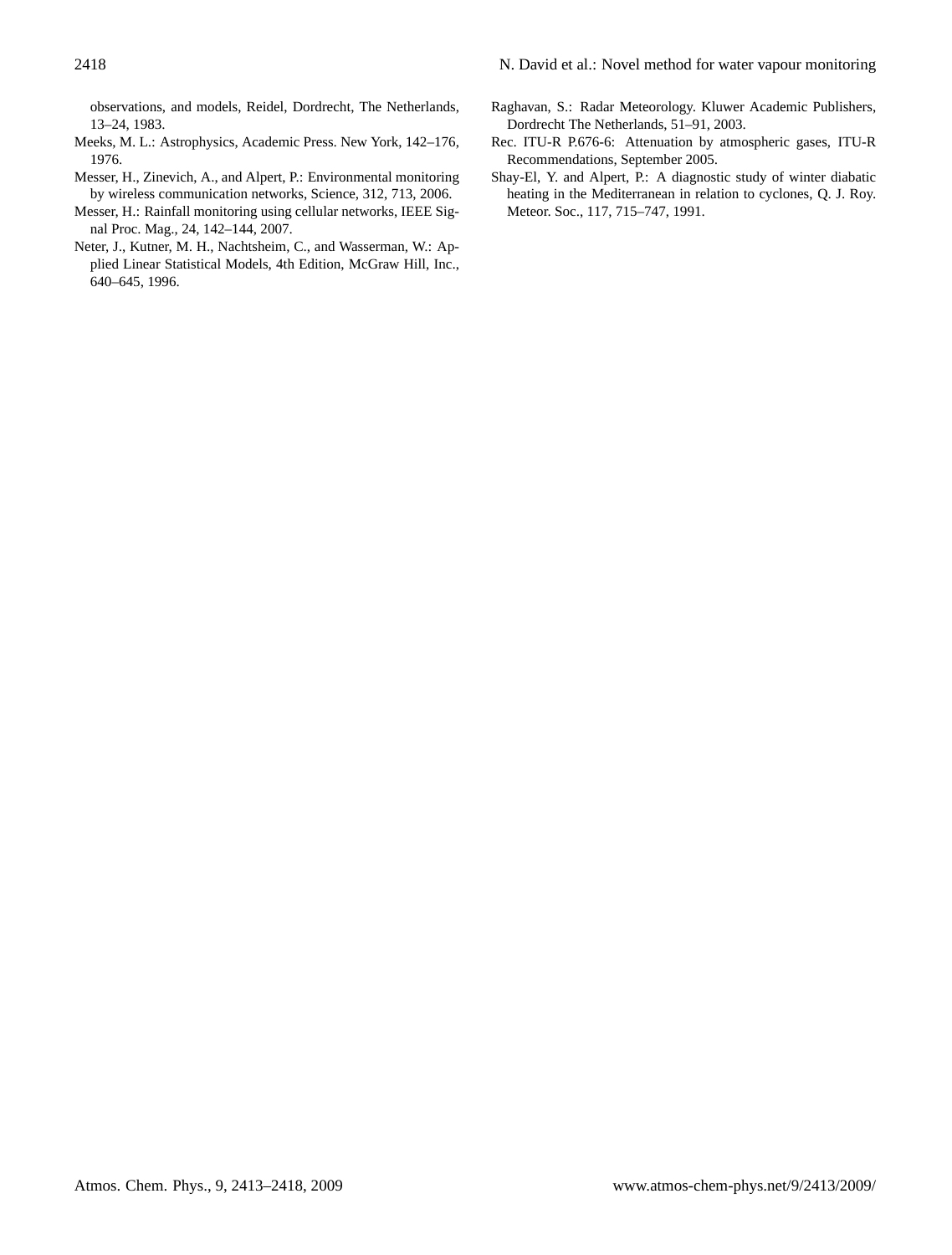observations, and models, Reidel, Dordrecht, The Netherlands, 13–24, 1983.

Meeks, M. L.: Astrophysics, Academic Press. New York, 142–176, 1976.

Messer, H., Zinevich, A., and Alpert, P.: Environmental monitoring by wireless communication networks, Science, 312, 713, 2006.

Messer, H.: Rainfall monitoring using cellular networks, IEEE Signal Proc. Mag., 24, 142–144, 2007.

Neter, J., Kutner, M. H., Nachtsheim, C., and Wasserman, W.: Applied Linear Statistical Models, 4th Edition, McGraw Hill, Inc., 640–645, 1996.

Raghavan, S.: Radar Meteorology. Kluwer Academic Publishers, Dordrecht The Netherlands, 51–91, 2003.

Rec. ITU-R P.676-6: Attenuation by atmospheric gases, ITU-R Recommendations, September 2005.

Shay-El, Y. and Alpert, P.: A diagnostic study of winter diabatic heating in the Mediterranean in relation to cyclones, Q. J. Roy. Meteor. Soc., 117, 715–747, 1991.